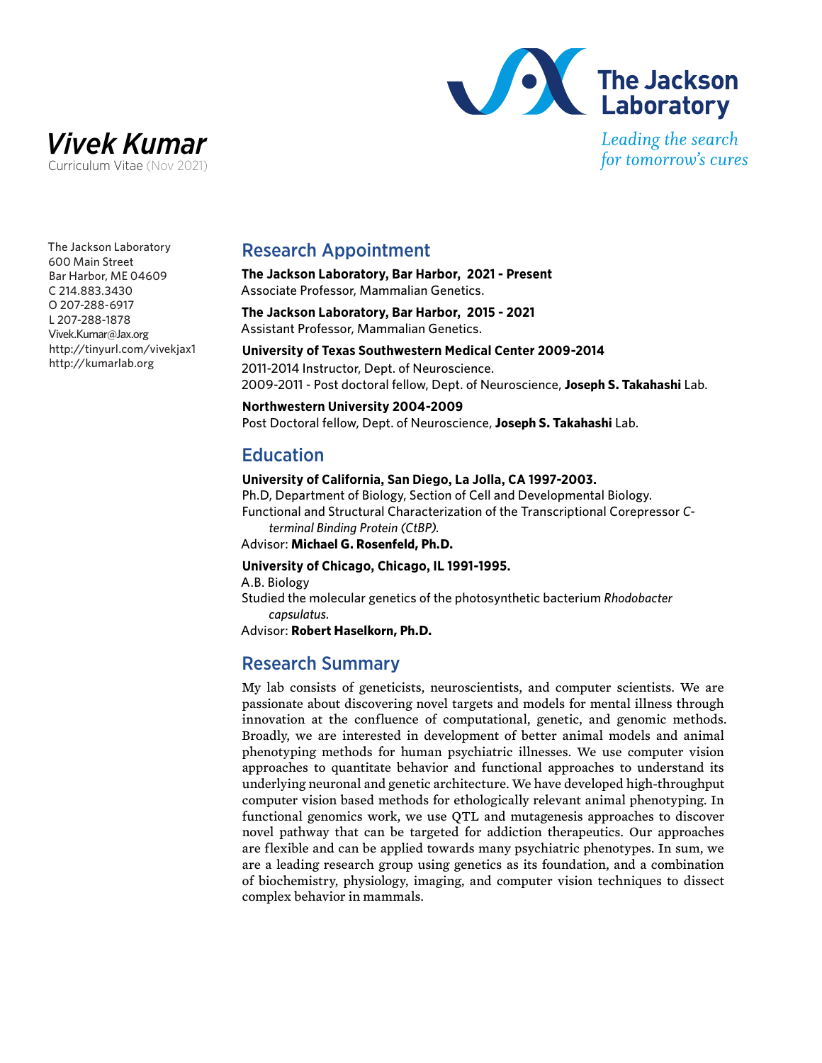# *Vivek Kumar*

Curriculum Vitae (Nov 2021)

The Jackson Laboratory
*Leading the search for tomorrow's cures*

The Jackson Laboratory
600 Main Street
Bar Harbor, ME 04609
C 214.883.3430
O 207-288-6917
L 207-288-1878
Vivek.Kumar@Jax.org
http://tinyurl.com/vivekjax1
http://kumarlab.org

## Research Appointment

**The Jackson Laboratory, Bar Harbor, 2021 - Present**
Associate Professor, Mammalian Genetics.

**The Jackson Laboratory, Bar Harbor, 2015 - 2021**
Assistant Professor, Mammalian Genetics.

**University of Texas Southwestern Medical Center 2009-2014**
2011-2014 Instructor, Dept. of Neuroscience.
2009-2011 - Post doctoral fellow, Dept. of Neuroscience, **Joseph S. Takahashi** Lab.

**Northwestern University 2004-2009**
Post Doctoral fellow, Dept. of Neuroscience, **Joseph S. Takahashi** Lab.

## Education

**University of California, San Diego, La Jolla, CA 1997-2003.**
Ph.D, Department of Biology, Section of Cell and Developmental Biology.
Functional and Structural Characterization of the Transcriptional Corepressor *C-terminal Binding Protein (CtBP).*
Advisor: **Michael G. Rosenfeld, Ph.D.**

**University of Chicago, Chicago, IL 1991-1995.**
A.B. Biology
Studied the molecular genetics of the photosynthetic bacterium *Rhodobacter capsulatus.*
Advisor: **Robert Haselkorn, Ph.D.**

## Research Summary

My lab consists of geneticists, neuroscientists, and computer scientists. We are passionate about discovering novel targets and models for mental illness through innovation at the confluence of computational, genetic, and genomic methods. Broadly, we are interested in development of better animal models and animal phenotyping methods for human psychiatric illnesses. We use computer vision approaches to quantitate behavior and functional approaches to understand its underlying neuronal and genetic architecture. We have developed high-throughput computer vision based methods for ethologically relevant animal phenotyping. In functional genomics work, we use QTL and mutagenesis approaches to discover novel pathway that can be targeted for addiction therapeutics. Our approaches are flexible and can be applied towards many psychiatric phenotypes. In sum, we are a leading research group using genetics as its foundation, and a combination of biochemistry, physiology, imaging, and computer vision techniques to dissect complex behavior in mammals.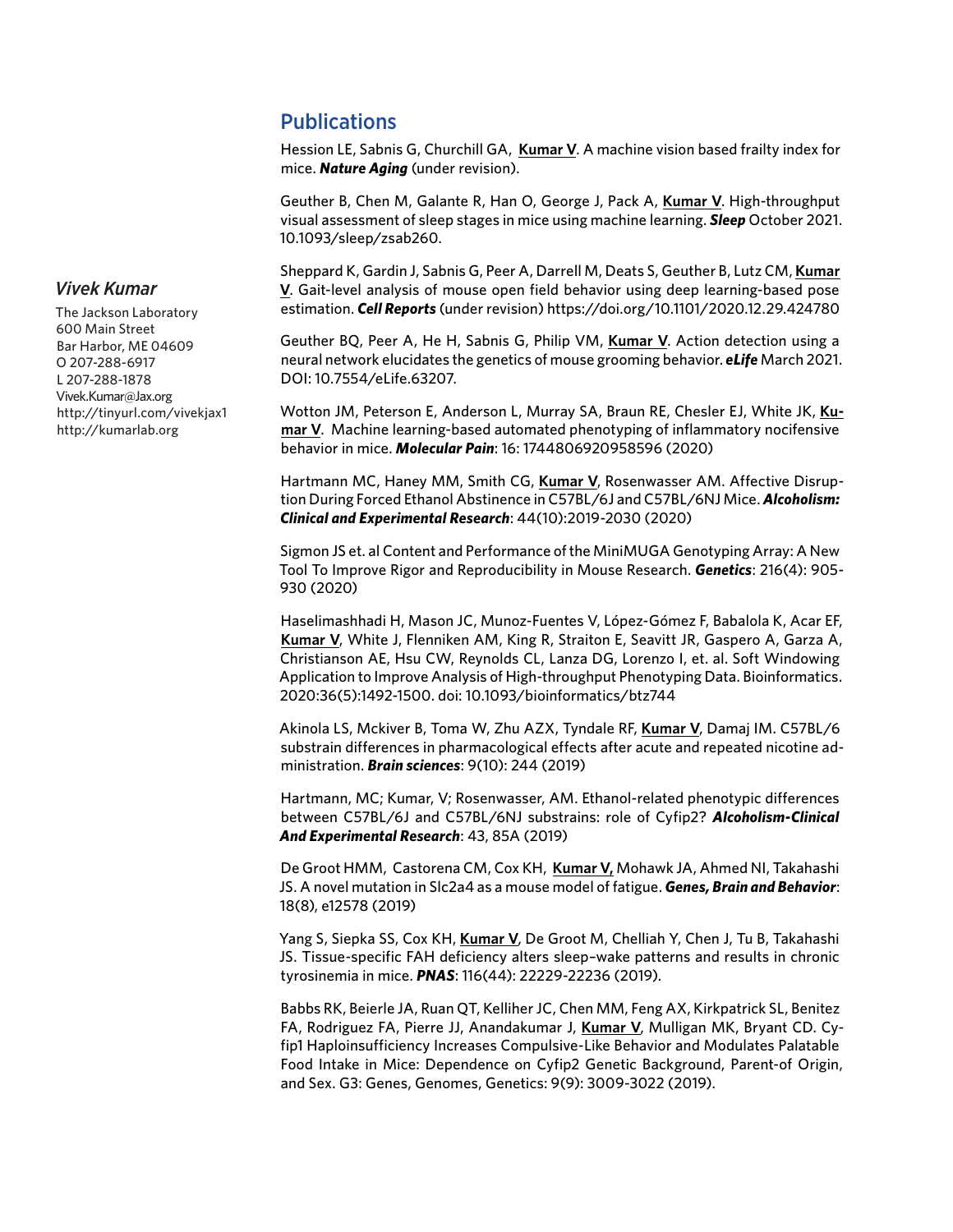## Publications

*Vivek Kumar*

The Jackson Laboratory
600 Main Street
Bar Harbor, ME 04609
O 207-288-6917
L 207-288-1878
Vivek.Kumar@Jax.org
http://tinyurl.com/vivekjax1
http://kumarlab.org

Hession LE, Sabnis G, Churchill GA, **Kumar V**. A machine vision based frailty index for mice. ***Nature Aging*** (under revision).

Geuther B, Chen M, Galante R, Han O, George J, Pack A, **Kumar V**. High-throughput visual assessment of sleep stages in mice using machine learning. ***Sleep*** October 2021. 10.1093/sleep/zsab260.

Sheppard K, Gardin J, Sabnis G, Peer A, Darrell M, Deats S, Geuther B, Lutz CM, **Kumar V**. Gait-level analysis of mouse open field behavior using deep learning-based pose estimation. ***Cell Reports*** (under revision) https://doi.org/10.1101/2020.12.29.424780

Geuther BQ, Peer A, He H, Sabnis G, Philip VM, **Kumar V**. Action detection using a neural network elucidates the genetics of mouse grooming behavior. ***eLife*** March 2021. DOI: 10.7554/eLife.63207.

Wotton JM, Peterson E, Anderson L, Murray SA, Braun RE, Chesler EJ, White JK, **Kumar V**. Machine learning-based automated phenotyping of inflammatory nocifensive behavior in mice. ***Molecular Pain***: 16: 1744806920958596 (2020)

Hartmann MC, Haney MM, Smith CG, **Kumar V**, Rosenwasser AM. Affective Disruption During Forced Ethanol Abstinence in C57BL/6J and C57BL/6NJ Mice. ***Alcoholism: Clinical and Experimental Research***: 44(10):2019-2030 (2020)

Sigmon JS et. al Content and Performance of the MiniMUGA Genotyping Array: A New Tool To Improve Rigor and Reproducibility in Mouse Research. ***Genetics***: 216(4): 905-930 (2020)

Haselimashhadi H, Mason JC, Munoz-Fuentes V, López-Gómez F, Babalola K, Acar EF, **Kumar V**, White J, Flenniken AM, King R, Straiton E, Seavitt JR, Gaspero A, Garza A, Christianson AE, Hsu CW, Reynolds CL, Lanza DG, Lorenzo I, et. al. Soft Windowing Application to Improve Analysis of High-throughput Phenotyping Data. Bioinformatics. 2020:36(5):1492-1500. doi: 10.1093/bioinformatics/btz744

Akinola LS, Mckiver B, Toma W, Zhu AZX, Tyndale RF, **Kumar V**, Damaj IM. C57BL/6 substrain differences in pharmacological effects after acute and repeated nicotine administration. ***Brain sciences***: 9(10): 244 (2019)

Hartmann, MC; Kumar, V; Rosenwasser, AM. Ethanol-related phenotypic differences between C57BL/6J and C57BL/6NJ substrains: role of Cyfip2? ***Alcoholism-Clinical And Experimental Research***: 43, 85A (2019)

De Groot HMM, Castorena CM, Cox KH, **Kumar V,** Mohawk JA, Ahmed NI, Takahashi JS. A novel mutation in Slc2a4 as a mouse model of fatigue. ***Genes, Brain and Behavior***: 18(8), e12578 (2019)

Yang S, Siepka SS, Cox KH, **Kumar V**, De Groot M, Chelliah Y, Chen J, Tu B, Takahashi JS. Tissue-specific FAH deficiency alters sleep–wake patterns and results in chronic tyrosinemia in mice. ***PNAS***: 116(44): 22229-22236 (2019).

Babbs RK, Beierle JA, Ruan QT, Kelliher JC, Chen MM, Feng AX, Kirkpatrick SL, Benitez FA, Rodriguez FA, Pierre JJ, Anandakumar J, **Kumar V**, Mulligan MK, Bryant CD. Cyfip1 Haploinsufficiency Increases Compulsive-Like Behavior and Modulates Palatable Food Intake in Mice: Dependence on Cyfip2 Genetic Background, Parent-of Origin, and Sex. G3: Genes, Genomes, Genetics: 9(9): 3009-3022 (2019).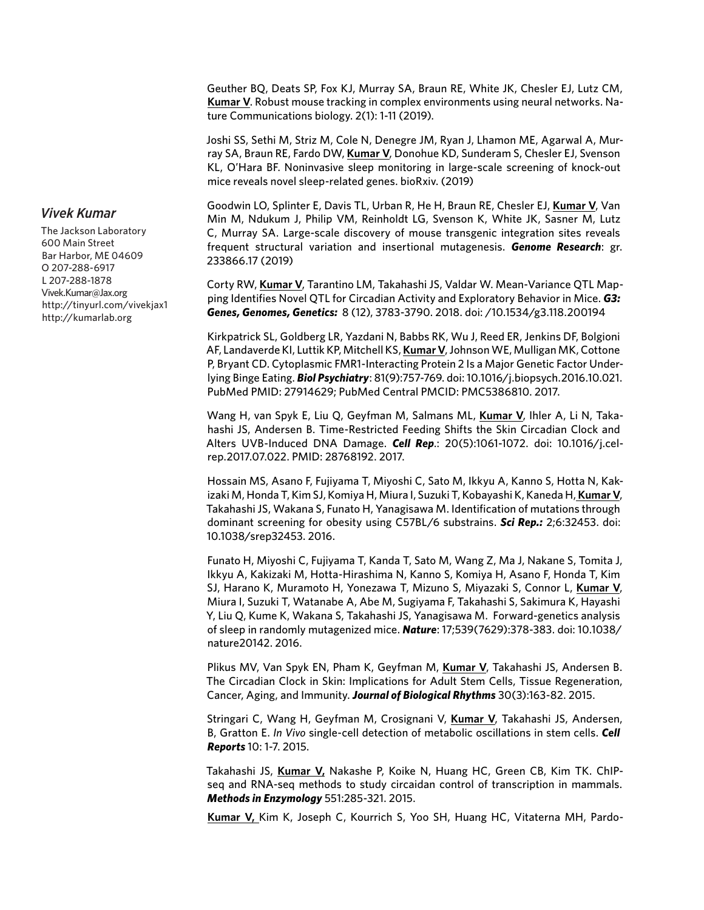Geuther BQ, Deats SP, Fox KJ, Murray SA, Braun RE, White JK, Chesler EJ, Lutz CM, **Kumar V**. Robust mouse tracking in complex environments using neural networks. Nature Communications biology. 2(1): 1-11 (2019).

Joshi SS, Sethi M, Striz M, Cole N, Denegre JM, Ryan J, Lhamon ME, Agarwal A, Murray SA, Braun RE, Fardo DW, **Kumar V**, Donohue KD, Sunderam S, Chesler EJ, Svenson KL, O'Hara BF. Noninvasive sleep monitoring in large-scale screening of knock-out mice reveals novel sleep-related genes. bioRxiv. (2019)

*Vivek Kumar*

The Jackson Laboratory
600 Main Street
Bar Harbor, ME 04609
O 207-288-6917
L 207-288-1878
Vivek.Kumar@Jax.org
http://tinyurl.com/vivekjax1
http://kumarlab.org

Goodwin LO, Splinter E, Davis TL, Urban R, He H, Braun RE, Chesler EJ, **Kumar V**, Van Min M, Ndukum J, Philip VM, Reinholdt LG, Svenson K, White JK, Sasner M, Lutz C, Murray SA. Large-scale discovery of mouse transgenic integration sites reveals frequent structural variation and insertional mutagenesis. ***Genome Research***: gr. 233866.17 (2019)

Corty RW, **Kumar V**, Tarantino LM, Takahashi JS, Valdar W. Mean-Variance QTL Mapping Identifies Novel QTL for Circadian Activity and Exploratory Behavior in Mice. ***G3: Genes, Genomes, Genetics:*** 8 (12), 3783-3790. 2018. doi: /10.1534/g3.118.200194

Kirkpatrick SL, Goldberg LR, Yazdani N, Babbs RK, Wu J, Reed ER, Jenkins DF, Bolgioni AF, Landaverde KI, Luttik KP, Mitchell KS, **Kumar V**, Johnson WE, Mulligan MK, Cottone P, Bryant CD. Cytoplasmic FMR1-Interacting Protein 2 Is a Major Genetic Factor Underlying Binge Eating. ***Biol Psychiatry***: 81(9):757-769. doi: 10.1016/j.biopsych.2016.10.021. PubMed PMID: 27914629; PubMed Central PMCID: PMC5386810. 2017.

Wang H, van Spyk E, Liu Q, Geyfman M, Salmans ML, **Kumar V**, Ihler A, Li N, Takahashi JS, Andersen B. Time-Restricted Feeding Shifts the Skin Circadian Clock and Alters UVB-Induced DNA Damage. ***Cell Rep***.: 20(5):1061-1072. doi: 10.1016/j.celrep.2017.07.022. PMID: 28768192. 2017.

Hossain MS, Asano F, Fujiyama T, Miyoshi C, Sato M, Ikkyu A, Kanno S, Hotta N, Kakizaki M, Honda T, Kim SJ, Komiya H, Miura I, Suzuki T, Kobayashi K, Kaneda H, **Kumar V**, Takahashi JS, Wakana S, Funato H, Yanagisawa M. Identification of mutations through dominant screening for obesity using C57BL/6 substrains. ***Sci Rep.:*** 2;6:32453. doi: 10.1038/srep32453. 2016.

Funato H, Miyoshi C, Fujiyama T, Kanda T, Sato M, Wang Z, Ma J, Nakane S, Tomita J, Ikkyu A, Kakizaki M, Hotta-Hirashima N, Kanno S, Komiya H, Asano F, Honda T, Kim SJ, Harano K, Muramoto H, Yonezawa T, Mizuno S, Miyazaki S, Connor L, **Kumar V**, Miura I, Suzuki T, Watanabe A, Abe M, Sugiyama F, Takahashi S, Sakimura K, Hayashi Y, Liu Q, Kume K, Wakana S, Takahashi JS, Yanagisawa M. Forward-genetics analysis of sleep in randomly mutagenized mice. ***Nature***: 17;539(7629):378-383. doi: 10.1038/nature20142. 2016.

Plikus MV, Van Spyk EN, Pham K, Geyfman M, **Kumar V**, Takahashi JS, Andersen B. The Circadian Clock in Skin: Implications for Adult Stem Cells, Tissue Regeneration, Cancer, Aging, and Immunity. ***Journal of Biological Rhythms*** 30(3):163-82. 2015.

Stringari C, Wang H, Geyfman M, Crosignani V, **Kumar V**, Takahashi JS, Andersen, B, Gratton E. *In Vivo* single-cell detection of metabolic oscillations in stem cells. ***Cell Reports*** 10: 1-7. 2015.

Takahashi JS, **Kumar V,** Nakashe P, Koike N, Huang HC, Green CB, Kim TK. ChIP-seq and RNA-seq methods to study circaidan control of transcription in mammals. ***Methods in Enzymology*** 551:285-321. 2015.

**Kumar V,** Kim K, Joseph C, Kourrich S, Yoo SH, Huang HC, Vitaterna MH, Pardo-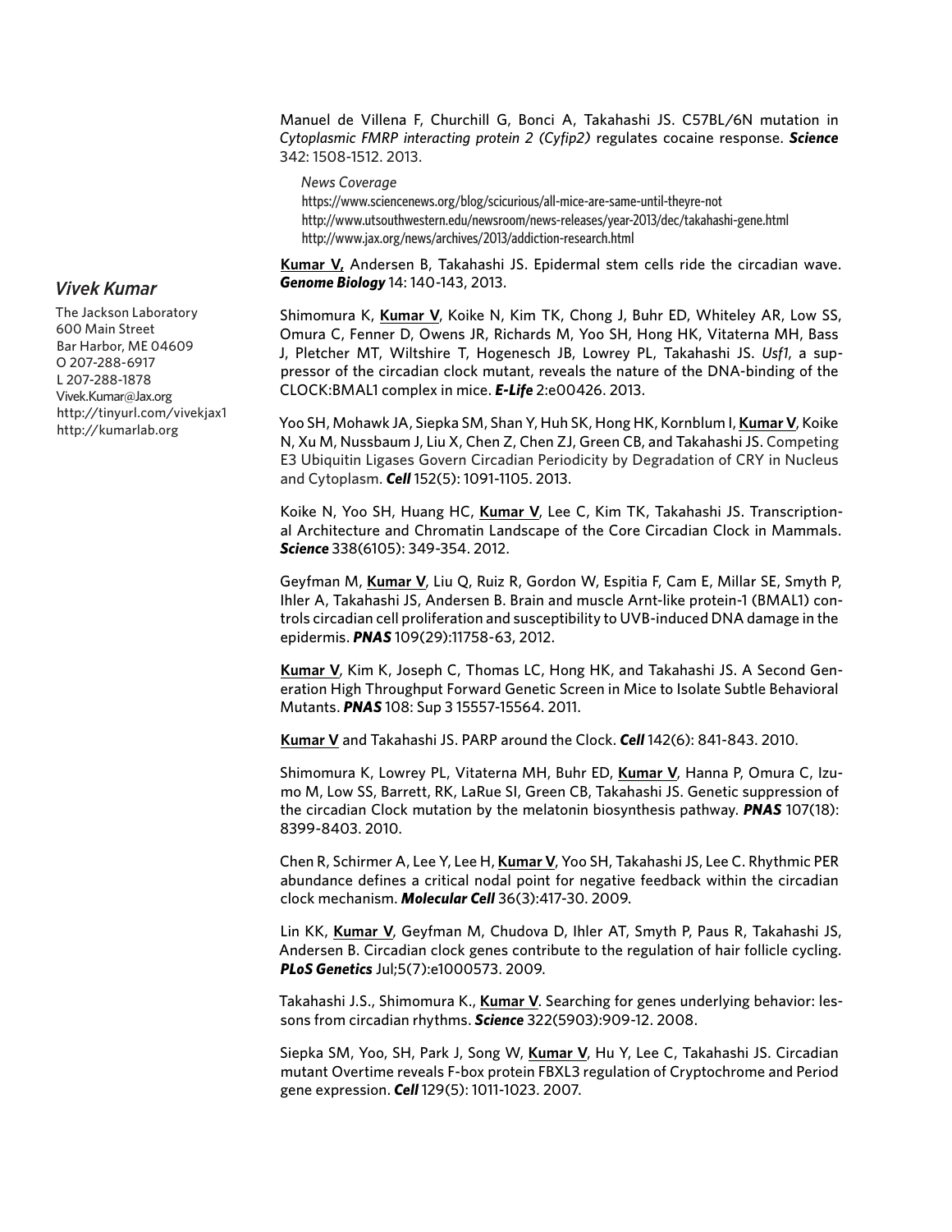*Vivek Kumar*

The Jackson Laboratory
600 Main Street
Bar Harbor, ME 04609
O 207-288-6917
L 207-288-1878
Vivek.Kumar@Jax.org
http://tinyurl.com/vivekjax1
http://kumarlab.org

Manuel de Villena F, Churchill G, Bonci A, Takahashi JS. C57BL/6N mutation in *Cytoplasmic FMRP interacting protein 2 (Cyfip2)* regulates cocaine response. ***Science*** 342: 1508-1512. 2013.

*News Coverage*
https://www.sciencenews.org/blog/scicurious/all-mice-are-same-until-theyre-not
http://www.utsouthwestern.edu/newsroom/news-releases/year-2013/dec/takahashi-gene.html
http://www.jax.org/news/archives/2013/addiction-research.html

**Kumar V,** Andersen B, Takahashi JS. Epidermal stem cells ride the circadian wave. ***Genome Biology*** 14: 140-143, 2013.

Shimomura K, **Kumar V**, Koike N, Kim TK, Chong J, Buhr ED, Whiteley AR, Low SS, Omura C, Fenner D, Owens JR, Richards M, Yoo SH, Hong HK, Vitaterna MH, Bass J, Pletcher MT, Wiltshire T, Hogenesch JB, Lowrey PL, Takahashi JS. *Usf1*, a suppressor of the circadian clock mutant, reveals the nature of the DNA-binding of the CLOCK:BMAL1 complex in mice. ***E-Life*** 2:e00426. 2013.

Yoo SH, Mohawk JA, Siepka SM, Shan Y, Huh SK, Hong HK, Kornblum I, **Kumar V**, Koike N, Xu M, Nussbaum J, Liu X, Chen Z, Chen ZJ, Green CB, and Takahashi JS. Competing E3 Ubiquitin Ligases Govern Circadian Periodicity by Degradation of CRY in Nucleus and Cytoplasm. ***Cell*** 152(5): 1091-1105. 2013.

Koike N, Yoo SH, Huang HC, **Kumar V**, Lee C, Kim TK, Takahashi JS. Transcriptional Architecture and Chromatin Landscape of the Core Circadian Clock in Mammals. ***Science*** 338(6105): 349-354. 2012.

Geyfman M, **Kumar V**, Liu Q, Ruiz R, Gordon W, Espitia F, Cam E, Millar SE, Smyth P, Ihler A, Takahashi JS, Andersen B. Brain and muscle Arnt-like protein-1 (BMAL1) controls circadian cell proliferation and susceptibility to UVB-induced DNA damage in the epidermis. ***PNAS*** 109(29):11758-63, 2012.

**Kumar V**, Kim K, Joseph C, Thomas LC, Hong HK, and Takahashi JS. A Second Generation High Throughput Forward Genetic Screen in Mice to Isolate Subtle Behavioral Mutants. ***PNAS*** 108: Sup 3 15557-15564. 2011.

**Kumar V** and Takahashi JS. PARP around the Clock. ***Cell*** 142(6): 841-843. 2010.

Shimomura K, Lowrey PL, Vitaterna MH, Buhr ED, **Kumar V**, Hanna P, Omura C, Izumo M, Low SS, Barrett, RK, LaRue SI, Green CB, Takahashi JS. Genetic suppression of the circadian Clock mutation by the melatonin biosynthesis pathway. ***PNAS*** 107(18): 8399-8403. 2010.

Chen R, Schirmer A, Lee Y, Lee H, **Kumar V**, Yoo SH, Takahashi JS, Lee C. Rhythmic PER abundance defines a critical nodal point for negative feedback within the circadian clock mechanism. ***Molecular Cell*** 36(3):417-30. 2009.

Lin KK, **Kumar V**, Geyfman M, Chudova D, Ihler AT, Smyth P, Paus R, Takahashi JS, Andersen B. Circadian clock genes contribute to the regulation of hair follicle cycling. ***PLoS Genetics*** Jul;5(7):e1000573. 2009.

Takahashi J.S., Shimomura K., **Kumar V**. Searching for genes underlying behavior: lessons from circadian rhythms. ***Science*** 322(5903):909-12. 2008.

Siepka SM, Yoo, SH, Park J, Song W, **Kumar V**, Hu Y, Lee C, Takahashi JS. Circadian mutant Overtime reveals F-box protein FBXL3 regulation of Cryptochrome and Period gene expression. ***Cell*** 129(5): 1011-1023. 2007.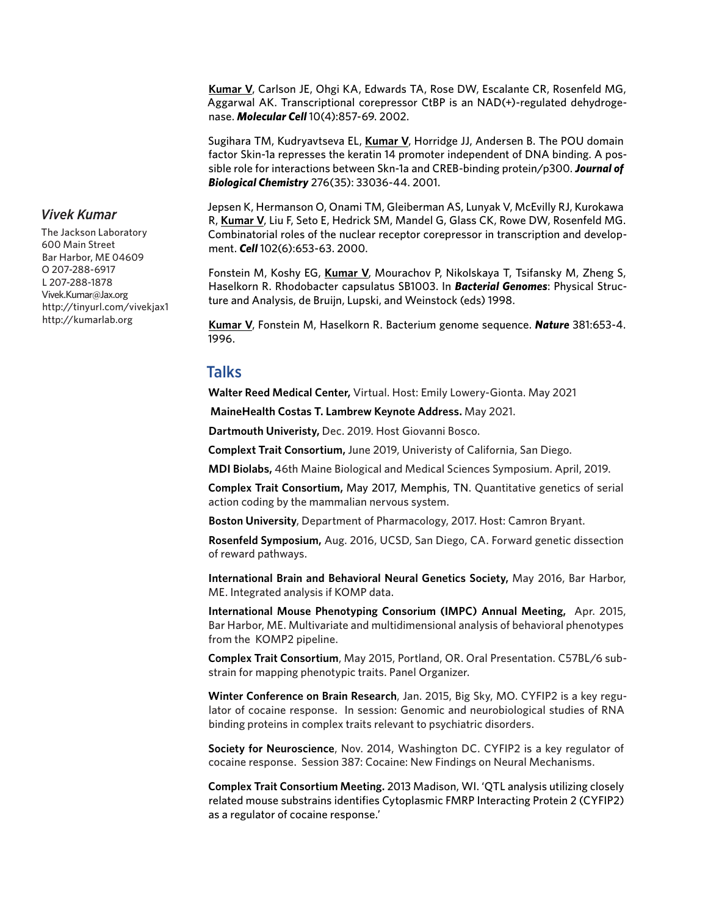**Kumar V**, Carlson JE, Ohgi KA, Edwards TA, Rose DW, Escalante CR, Rosenfeld MG, Aggarwal AK. Transcriptional corepressor CtBP is an NAD(+)-regulated dehydrogenase. ***Molecular Cell*** 10(4):857-69. 2002.

Sugihara TM, Kudryavtseva EL, **Kumar V**, Horridge JJ, Andersen B. The POU domain factor Skin-1a represses the keratin 14 promoter independent of DNA binding. A possible role for interactions between Skn-1a and CREB-binding protein/p300. ***Journal of Biological Chemistry*** 276(35): 33036-44. 2001.

*Vivek Kumar*

The Jackson Laboratory
600 Main Street
Bar Harbor, ME 04609
O 207-288-6917
L 207-288-1878
Vivek.Kumar@Jax.org
http://tinyurl.com/vivekjax1
http://kumarlab.org

Jepsen K, Hermanson O, Onami TM, Gleiberman AS, Lunyak V, McEvilly RJ, Kurokawa R, **Kumar V**, Liu F, Seto E, Hedrick SM, Mandel G, Glass CK, Rowe DW, Rosenfeld MG. Combinatorial roles of the nuclear receptor corepressor in transcription and development. ***Cell*** 102(6):653-63. 2000.

Fonstein M, Koshy EG, **Kumar V**, Mourachov P, Nikolskaya T, Tsifansky M, Zheng S, Haselkorn R. Rhodobacter capsulatus SB1003. In ***Bacterial Genomes***: Physical Structure and Analysis, de Bruijn, Lupski, and Weinstock (eds) 1998.

**Kumar V**, Fonstein M, Haselkorn R. Bacterium genome sequence. ***Nature*** 381:653-4. 1996.

## Talks

**Walter Reed Medical Center,** Virtual. Host: Emily Lowery-Gionta. May 2021

**MaineHealth Costas T. Lambrew Keynote Address.** May 2021.

**Dartmouth Univeristy,** Dec. 2019. Host Giovanni Bosco.

**Complext Trait Consortium,** June 2019, Univeristy of California, San Diego.

**MDI Biolabs,** 46th Maine Biological and Medical Sciences Symposium. April, 2019.

**Complex Trait Consortium,** May 2017, Memphis, TN. Quantitative genetics of serial action coding by the mammalian nervous system.

**Boston University**, Department of Pharmacology, 2017. Host: Camron Bryant.

**Rosenfeld Symposium,** Aug. 2016, UCSD, San Diego, CA. Forward genetic dissection of reward pathways.

**International Brain and Behavioral Neural Genetics Society,** May 2016, Bar Harbor, ME. Integrated analysis if KOMP data.

**International Mouse Phenotyping Consorium (IMPC) Annual Meeting,** Apr. 2015, Bar Harbor, ME. Multivariate and multidimensional analysis of behavioral phenotypes from the KOMP2 pipeline.

**Complex Trait Consortium**, May 2015, Portland, OR. Oral Presentation. C57BL/6 substrain for mapping phenotypic traits. Panel Organizer.

**Winter Conference on Brain Research**, Jan. 2015, Big Sky, MO. CYFIP2 is a key regulator of cocaine response. In session: Genomic and neurobiological studies of RNA binding proteins in complex traits relevant to psychiatric disorders.

**Society for Neuroscience**, Nov. 2014, Washington DC. CYFIP2 is a key regulator of cocaine response. Session 387: Cocaine: New Findings on Neural Mechanisms.

**Complex Trait Consortium Meeting.** 2013 Madison, WI. 'QTL analysis utilizing closely related mouse substrains identifies Cytoplasmic FMRP Interacting Protein 2 (CYFIP2) as a regulator of cocaine response.'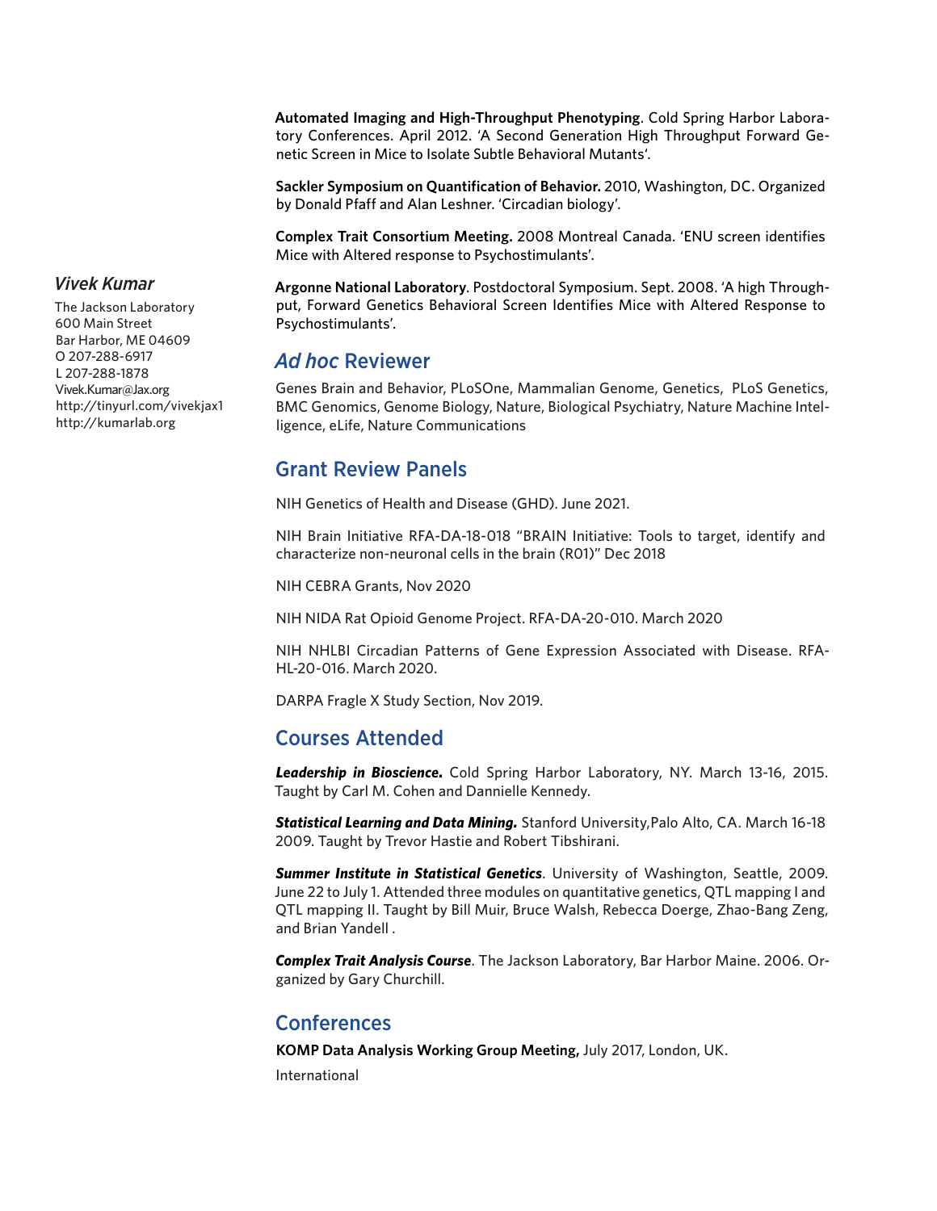**Automated Imaging and High-Throughput Phenotyping**. Cold Spring Harbor Laboratory Conferences. April 2012. 'A Second Generation High Throughput Forward Genetic Screen in Mice to Isolate Subtle Behavioral Mutants'.

**Sackler Symposium on Quantification of Behavior.** 2010, Washington, DC. Organized by Donald Pfaff and Alan Leshner. 'Circadian biology'.

**Complex Trait Consortium Meeting.** 2008 Montreal Canada. 'ENU screen identifies Mice with Altered response to Psychostimulants'.

**Argonne National Laboratory**. Postdoctoral Symposium. Sept. 2008. 'A high Throughput, Forward Genetics Behavioral Screen Identifies Mice with Altered Response to Psychostimulants'.

*Vivek Kumar*

The Jackson Laboratory
600 Main Street
Bar Harbor, ME 04609
O 207-288-6917
L 207-288-1878
Vivek.Kumar@Jax.org
http://tinyurl.com/vivekjax1
http://kumarlab.org

## *Ad hoc* Reviewer

Genes Brain and Behavior, PLoSOne, Mammalian Genome, Genetics, PLoS Genetics, BMC Genomics, Genome Biology, Nature, Biological Psychiatry, Nature Machine Intelligence, eLife, Nature Communications

## Grant Review Panels

NIH Genetics of Health and Disease (GHD). June 2021.

NIH Brain Initiative RFA-DA-18-018 "BRAIN Initiative: Tools to target, identify and characterize non-neuronal cells in the brain (R01)" Dec 2018

NIH CEBRA Grants, Nov 2020

NIH NIDA Rat Opioid Genome Project. RFA-DA-20-010. March 2020

NIH NHLBI Circadian Patterns of Gene Expression Associated with Disease. RFA-HL-20-016. March 2020.

DARPA Fragle X Study Section, Nov 2019.

## Courses Attended

***Leadership in Bioscience.*** Cold Spring Harbor Laboratory, NY. March 13-16, 2015. Taught by Carl M. Cohen and Dannielle Kennedy.

***Statistical Learning and Data Mining.*** Stanford University,Palo Alto, CA. March 16-18 2009. Taught by Trevor Hastie and Robert Tibshirani.

***Summer Institute in Statistical Genetics***. University of Washington, Seattle, 2009. June 22 to July 1. Attended three modules on quantitative genetics, QTL mapping I and QTL mapping II. Taught by Bill Muir, Bruce Walsh, Rebecca Doerge, Zhao-Bang Zeng, and Brian Yandell .

***Complex Trait Analysis Course***. The Jackson Laboratory, Bar Harbor Maine. 2006. Organized by Gary Churchill.

## Conferences

**KOMP Data Analysis Working Group Meeting,** July 2017, London, UK.

International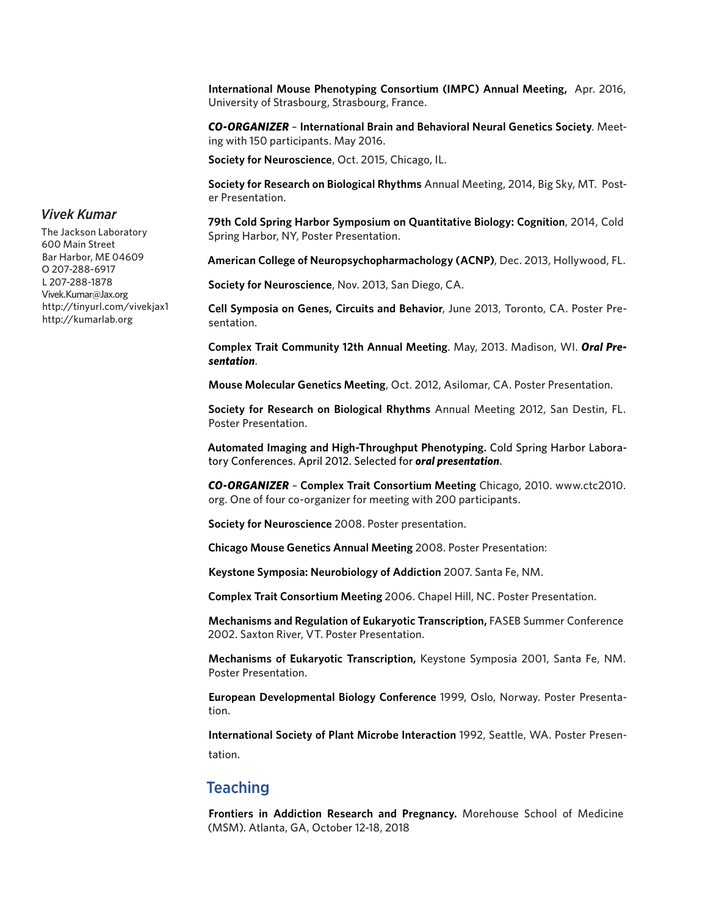**International Mouse Phenotyping Consortium (IMPC) Annual Meeting,** Apr. 2016, University of Strasbourg, Strasbourg, France.

***CO-ORGANIZER*** – **International Brain and Behavioral Neural Genetics Society**. Meeting with 150 participants. May 2016.

**Society for Neuroscience**, Oct. 2015, Chicago, IL.

**Society for Research on Biological Rhythms** Annual Meeting, 2014, Big Sky, MT. Poster Presentation.

*Vivek Kumar*

The Jackson Laboratory
600 Main Street
Bar Harbor, ME 04609
O 207-288-6917
L 207-288-1878
Vivek.Kumar@Jax.org
http://tinyurl.com/vivekjax1
http://kumarlab.org

**79th Cold Spring Harbor Symposium on Quantitative Biology: Cognition**, 2014, Cold Spring Harbor, NY, Poster Presentation.

**American College of Neuropsychopharmacology (ACNP)**, Dec. 2013, Hollywood, FL.

**Society for Neuroscience**, Nov. 2013, San Diego, CA.

**Cell Symposia on Genes, Circuits and Behavior**, June 2013, Toronto, CA. Poster Presentation.

**Complex Trait Community 12th Annual Meeting**. May, 2013. Madison, WI. ***Oral Presentation***.

**Mouse Molecular Genetics Meeting**, Oct. 2012, Asilomar, CA. Poster Presentation.

**Society for Research on Biological Rhythms** Annual Meeting 2012, San Destin, FL. Poster Presentation.

**Automated Imaging and High-Throughput Phenotyping.** Cold Spring Harbor Laboratory Conferences. April 2012. Selected for ***oral presentation***.

***CO-ORGANIZER*** – **Complex Trait Consortium Meeting** Chicago, 2010. www.ctc2010.org. One of four co-organizer for meeting with 200 participants.

**Society for Neuroscience** 2008. Poster presentation.

**Chicago Mouse Genetics Annual Meeting** 2008. Poster Presentation:

**Keystone Symposia: Neurobiology of Addiction** 2007. Santa Fe, NM.

**Complex Trait Consortium Meeting** 2006. Chapel Hill, NC. Poster Presentation.

**Mechanisms and Regulation of Eukaryotic Transcription,** FASEB Summer Conference 2002. Saxton River, VT. Poster Presentation.

**Mechanisms of Eukaryotic Transcription,** Keystone Symposia 2001, Santa Fe, NM. Poster Presentation.

**European Developmental Biology Conference** 1999, Oslo, Norway. Poster Presentation.

**International Society of Plant Microbe Interaction** 1992, Seattle, WA. Poster Presentation.

## Teaching

**Frontiers in Addiction Research and Pregnancy.** Morehouse School of Medicine (MSM). Atlanta, GA, October 12-18, 2018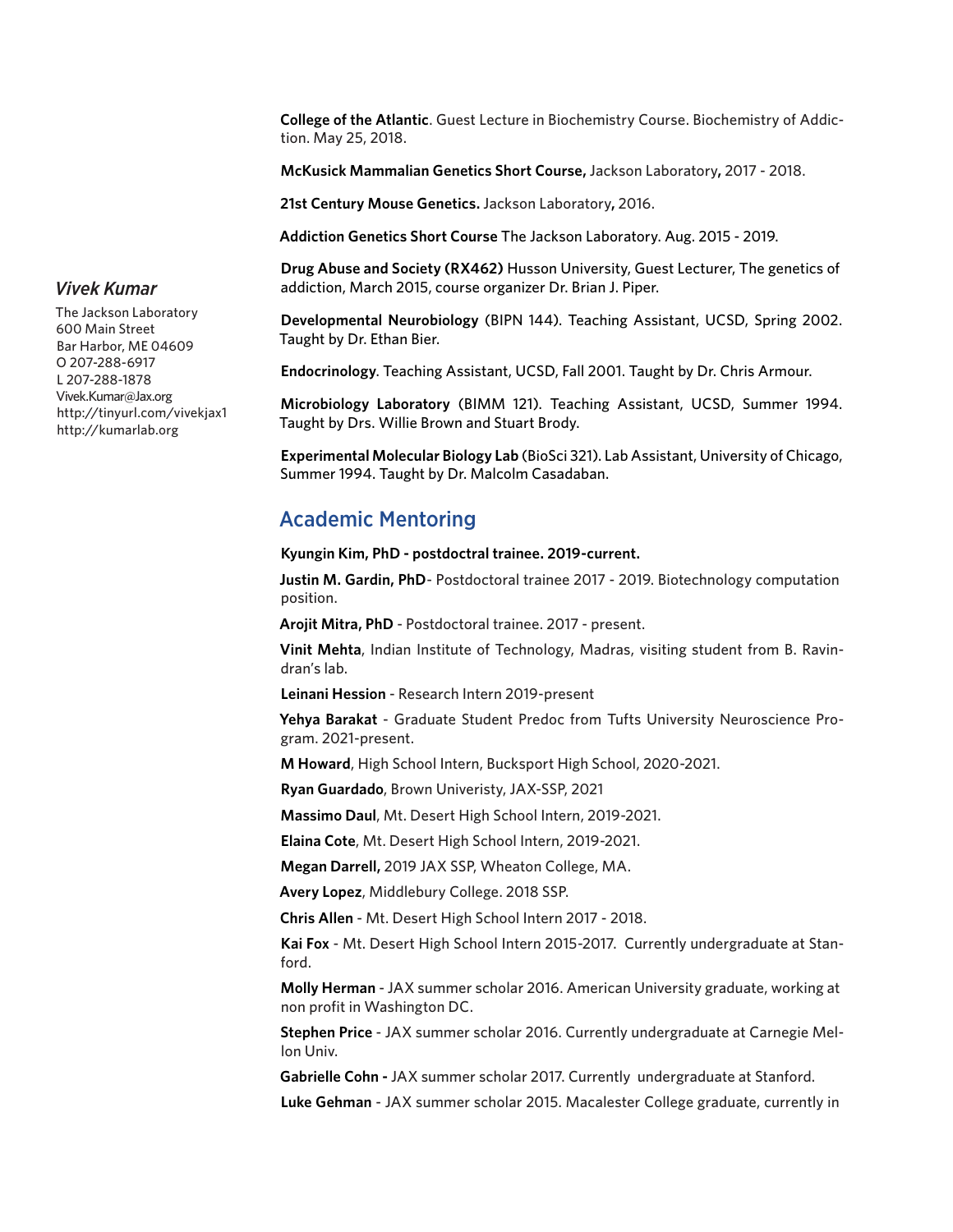*Vivek Kumar*

The Jackson Laboratory
600 Main Street
Bar Harbor, ME 04609
O 207-288-6917
L 207-288-1878
Vivek.Kumar@Jax.org
http://tinyurl.com/vivekjax1
http://kumarlab.org

**College of the Atlantic**. Guest Lecture in Biochemistry Course. Biochemistry of Addiction. May 25, 2018.

**McKusick Mammalian Genetics Short Course,** Jackson Laboratory**,** 2017 - 2018.

**21st Century Mouse Genetics.** Jackson Laboratory**,** 2016.

**Addiction Genetics Short Course** The Jackson Laboratory. Aug. 2015 - 2019.

**Drug Abuse and Society (RX462)** Husson University, Guest Lecturer, The genetics of addiction, March 2015, course organizer Dr. Brian J. Piper.

**Developmental Neurobiology** (BIPN 144). Teaching Assistant, UCSD, Spring 2002. Taught by Dr. Ethan Bier.

**Endocrinology**. Teaching Assistant, UCSD, Fall 2001. Taught by Dr. Chris Armour.

**Microbiology Laboratory** (BIMM 121). Teaching Assistant, UCSD, Summer 1994. Taught by Drs. Willie Brown and Stuart Brody.

**Experimental Molecular Biology Lab** (BioSci 321). Lab Assistant, University of Chicago, Summer 1994. Taught by Dr. Malcolm Casadaban.

## Academic Mentoring

**Kyungin Kim, PhD - postdoctral trainee. 2019-current.**

**Justin M. Gardin, PhD**- Postdoctoral trainee 2017 - 2019. Biotechnology computation position.

**Arojit Mitra, PhD** - Postdoctoral trainee. 2017 - present.

**Vinit Mehta**, Indian Institute of Technology, Madras, visiting student from B. Ravindran's lab.

**Leinani Hession** - Research Intern 2019-present

**Yehya Barakat** - Graduate Student Predoc from Tufts University Neuroscience Program. 2021-present.

**M Howard**, High School Intern, Bucksport High School, 2020-2021.

**Ryan Guardado**, Brown Univeristy, JAX-SSP, 2021

**Massimo Daul**, Mt. Desert High School Intern, 2019-2021.

**Elaina Cote**, Mt. Desert High School Intern, 2019-2021.

**Megan Darrell,** 2019 JAX SSP, Wheaton College, MA.

**Avery Lopez**, Middlebury College. 2018 SSP.

**Chris Allen** - Mt. Desert High School Intern 2017 - 2018.

**Kai Fox** - Mt. Desert High School Intern 2015-2017. Currently undergraduate at Stanford.

**Molly Herman** - JAX summer scholar 2016. American University graduate, working at non profit in Washington DC.

**Stephen Price** - JAX summer scholar 2016. Currently undergraduate at Carnegie Mellon Univ.

**Gabrielle Cohn -** JAX summer scholar 2017. Currently undergraduate at Stanford.

**Luke Gehman** - JAX summer scholar 2015. Macalester College graduate, currently in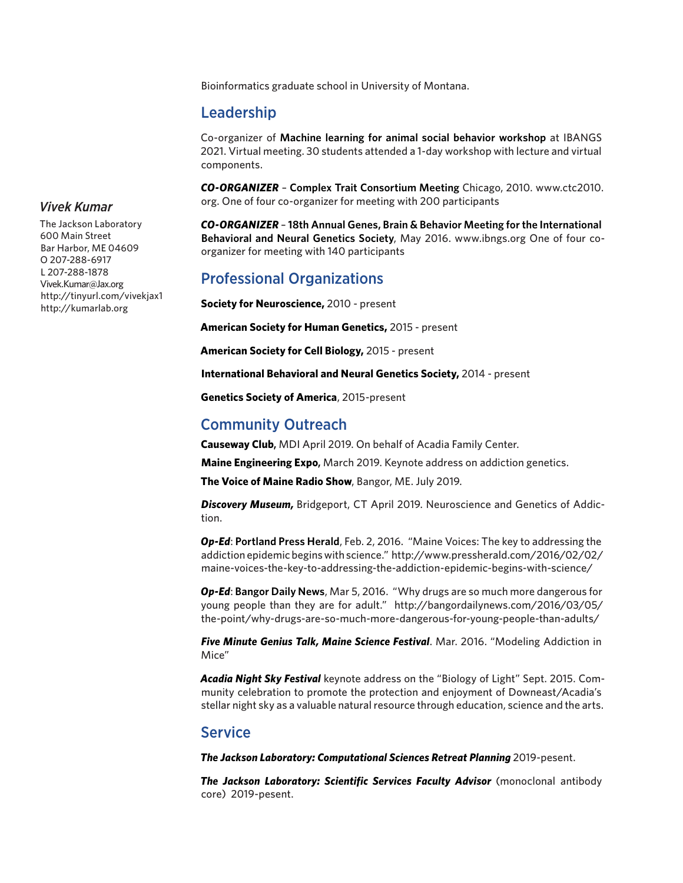Bioinformatics graduate school in University of Montana.

## Leadership

Co-organizer of **Machine learning for animal social behavior workshop** at IBANGS 2021. Virtual meeting. 30 students attended a 1-day workshop with lecture and virtual components.

***CO-ORGANIZER*** – **Complex Trait Consortium Meeting** Chicago, 2010. www.ctc2010.org. One of four co-organizer for meeting with 200 participants

***CO-ORGANIZER*** – **18th Annual Genes, Brain & Behavior Meeting for the International Behavioral and Neural Genetics Society**, May 2016. www.ibngs.org One of four co-organizer for meeting with 140 participants

*Vivek Kumar*

The Jackson Laboratory
600 Main Street
Bar Harbor, ME 04609
O 207-288-6917
L 207-288-1878
Vivek.Kumar@Jax.org
http://tinyurl.com/vivekjax1
http://kumarlab.org

## Professional Organizations

**Society for Neuroscience,** 2010 - present

**American Society for Human Genetics,** 2015 - present

**American Society for Cell Biology,** 2015 - present

**International Behavioral and Neural Genetics Society,** 2014 - present

**Genetics Society of America**, 2015-present

## Community Outreach

**Causeway Club,** MDI April 2019. On behalf of Acadia Family Center.

**Maine Engineering Expo,** March 2019. Keynote address on addiction genetics.

**The Voice of Maine Radio Show**, Bangor, ME. July 2019.

***Discovery Museum,*** Bridgeport, CT April 2019. Neuroscience and Genetics of Addiction.

***Op-Ed***: **Portland Press Herald**, Feb. 2, 2016. "Maine Voices: The key to addressing the addiction epidemic begins with science." http://www.pressherald.com/2016/02/02/maine-voices-the-key-to-addressing-the-addiction-epidemic-begins-with-science/

***Op-Ed***: **Bangor Daily News**, Mar 5, 2016. "Why drugs are so much more dangerous for young people than they are for adult." http://bangordailynews.com/2016/03/05/the-point/why-drugs-are-so-much-more-dangerous-for-young-people-than-adults/

***Five Minute Genius Talk, Maine Science Festival***. Mar. 2016. "Modeling Addiction in Mice"

***Acadia Night Sky Festival*** keynote address on the "Biology of Light" Sept. 2015. Community celebration to promote the protection and enjoyment of Downeast/Acadia's stellar night sky as a valuable natural resource through education, science and the arts.

## Service

***The Jackson Laboratory: Computational Sciences Retreat Planning*** 2019-pesent.

***The Jackson Laboratory: Scientific Services Faculty Advisor*** (monoclonal antibody core) 2019-pesent.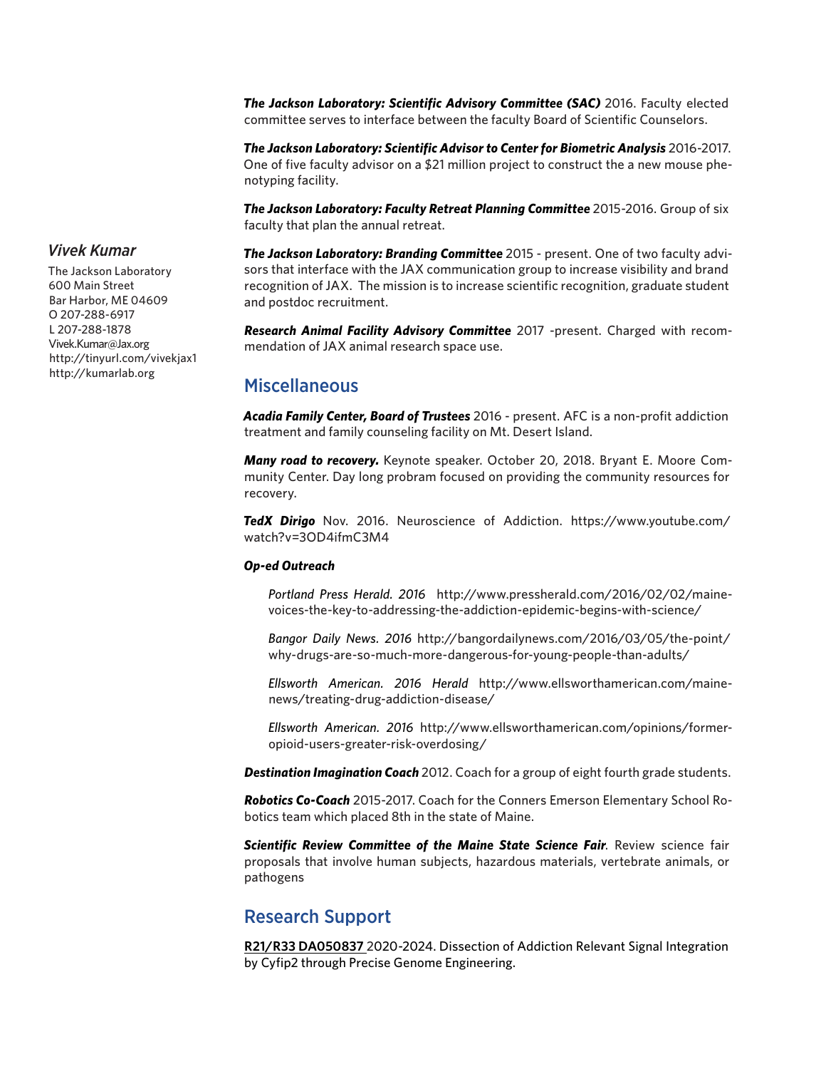*Vivek Kumar*

The Jackson Laboratory
600 Main Street
Bar Harbor, ME 04609
O 207-288-6917
L 207-288-1878
Vivek.Kumar@Jax.org
http://tinyurl.com/vivekjax1
http://kumarlab.org

***The Jackson Laboratory: Scientific Advisory Committee (SAC)*** 2016. Faculty elected committee serves to interface between the faculty Board of Scientific Counselors.

***The Jackson Laboratory: Scientific Advisor to Center for Biometric Analysis*** 2016-2017. One of five faculty advisor on a $21 million project to construct the a new mouse phenotyping facility.

***The Jackson Laboratory: Faculty Retreat Planning Committee*** 2015-2016. Group of six faculty that plan the annual retreat.

***The Jackson Laboratory: Branding Committee*** 2015 - present. One of two faculty advisors that interface with the JAX communication group to increase visibility and brand recognition of JAX. The mission is to increase scientific recognition, graduate student and postdoc recruitment.

***Research Animal Facility Advisory Committee*** 2017 -present. Charged with recommendation of JAX animal research space use.

## Miscellaneous

***Acadia Family Center, Board of Trustees*** 2016 - present. AFC is a non-profit addiction treatment and family counseling facility on Mt. Desert Island.

***Many road to recovery.*** Keynote speaker. October 20, 2018. Bryant E. Moore Community Center. Day long probram focused on providing the community resources for recovery.

***TedX Dirigo*** Nov. 2016. Neuroscience of Addiction. https://www.youtube.com/watch?v=3OD4ifmC3M4

***Op-ed Outreach***

*Portland Press Herald. 2016* http://www.pressherald.com/2016/02/02/maine-voices-the-key-to-addressing-the-addiction-epidemic-begins-with-science/

*Bangor Daily News. 2016* http://bangordailynews.com/2016/03/05/the-point/why-drugs-are-so-much-more-dangerous-for-young-people-than-adults/

*Ellsworth American. 2016 Herald* http://www.ellsworthamerican.com/maine-news/treating-drug-addiction-disease/

*Ellsworth American. 2016* http://www.ellsworthamerican.com/opinions/former-opioid-users-greater-risk-overdosing/

***Destination Imagination Coach*** 2012. Coach for a group of eight fourth grade students.

***Robotics Co-Coach*** 2015-2017. Coach for the Conners Emerson Elementary School Robotics team which placed 8th in the state of Maine.

***Scientific Review Committee of the Maine State Science Fair***. Review science fair proposals that involve human subjects, hazardous materials, vertebrate animals, or pathogens

## Research Support

**R21/R33 DA050837** 2020-2024. Dissection of Addiction Relevant Signal Integration by Cyfip2 through Precise Genome Engineering.